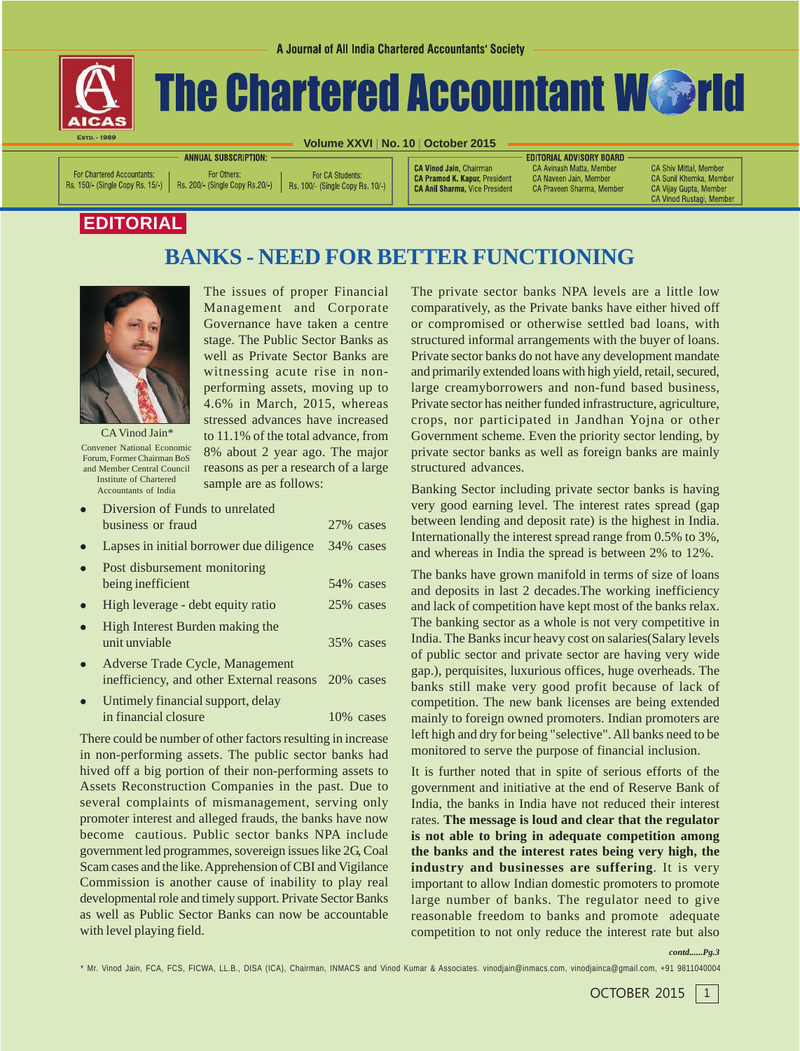A Journal of All India Chartered Accountants' Society

# The Chartered Accountant World

Volume XXVI | No. 10 | October 2015

**ANNUAL SUBSCRIPTION:**

| For Chartered Accountants: | For Others: | For CA Students: |
|---|---|---|
| Rs. 150/- (Single Copy Rs. 15/-) | Rs. 200/- (Single Copy Rs.20/-) | Rs. 100/- (Single Copy Rs. 10/-) |

**EDITORIAL ADVISORY BOARD**

**CA Vinod Jain**, Chairman
**CA Pramod K. Kapur**, President
**CA Anil Sharma**, Vice President
CA Avinash Matta, Member
CA Naveen Jain, Member
CA Praveen Sharma, Member
CA Shiv Mittal, Member
CA Sunil Khemka, Member
CA Vijay Gupta, Member
CA Vinod Rustagi, Member

**EDITORIAL**

## BANKS - NEED FOR BETTER FUNCTIONING

CA Vinod Jain*

Convener National Economic Forum, Former Chairman BoS and Member Central Council Institute of Chartered Accountants of India

The issues of proper Financial Management and Corporate Governance have taken a centre stage. The Public Sector Banks as well as Private Sector Banks are witnessing acute rise in non-performing assets, moving up to 4.6% in March, 2015, whereas stressed advances have increased to 11.1% of the total advance, from 8% about 2 year ago. The major reasons as per a research of a large sample are as follows:

- Diversion of Funds to unrelated business or fraud — 27% cases
- Lapses in initial borrower due diligence — 34% cases
- Post disbursement monitoring being inefficient — 54% cases
- High leverage - debt equity ratio — 25% cases
- High Interest Burden making the unit unviable — 35% cases
- Adverse Trade Cycle, Management inefficiency, and other External reasons — 20% cases
- Untimely financial support, delay in financial closure — 10% cases

There could be number of other factors resulting in increase in non-performing assets. The public sector banks had hived off a big portion of their non-performing assets to Assets Reconstruction Companies in the past. Due to several complaints of mismanagement, serving only promoter interest and alleged frauds, the banks have now become cautious. Public sector banks NPA include government led programmes, sovereign issues like 2G, Coal Scam cases and the like. Apprehension of CBI and Vigilance Commission is another cause of inability to play real developmental role and timely support. Private Sector Banks as well as Public Sector Banks can now be accountable with level playing field.

The private sector banks NPA levels are a little low comparatively, as the Private banks have either hived off or compromised or otherwise settled bad loans, with structured informal arrangements with the buyer of loans. Private sector banks do not have any development mandate and primarily extended loans with high yield, retail, secured, large creamyborrowers and non-fund based business, Private sector has neither funded infrastructure, agriculture, crops, nor participated in Jandhan Yojna or other Government scheme. Even the priority sector lending, by private sector banks as well as foreign banks are mainly structured advances.

Banking Sector including private sector banks is having very good earning level. The interest rates spread (gap between lending and deposit rate) is the highest in India. Internationally the interest spread range from 0.5% to 3%, and whereas in India the spread is between 2% to 12%.

The banks have grown manifold in terms of size of loans and deposits in last 2 decades.The working inefficiency and lack of competition have kept most of the banks relax. The banking sector as a whole is not very competitive in India. The Banks incur heavy cost on salaries(Salary levels of public sector and private sector are having very wide gap.), perquisites, luxurious offices, huge overheads. The banks still make very good profit because of lack of competition. The new bank licenses are being extended mainly to foreign owned promoters. Indian promoters are left high and dry for being "selective". All banks need to be monitored to serve the purpose of financial inclusion.

It is further noted that in spite of serious efforts of the government and initiative at the end of Reserve Bank of India, the banks in India have not reduced their interest rates. **The message is loud and clear that the regulator is not able to bring in adequate competition among the banks and the interest rates being very high, the industry and businesses are suffering**. It is very important to allow Indian domestic promoters to promote large number of banks. The regulator need to give reasonable freedom to banks and promote adequate competition to not only reduce the interest rate but also

*contd......Pg.3*

\* Mr. Vinod Jain, FCA, FCS, FICWA, LL.B., DISA (ICA), Chairman, INMACS and Vinod Kumar & Associates. vinodjain@inmacs.com, vinodjainca@gmail.com, +91 9811040004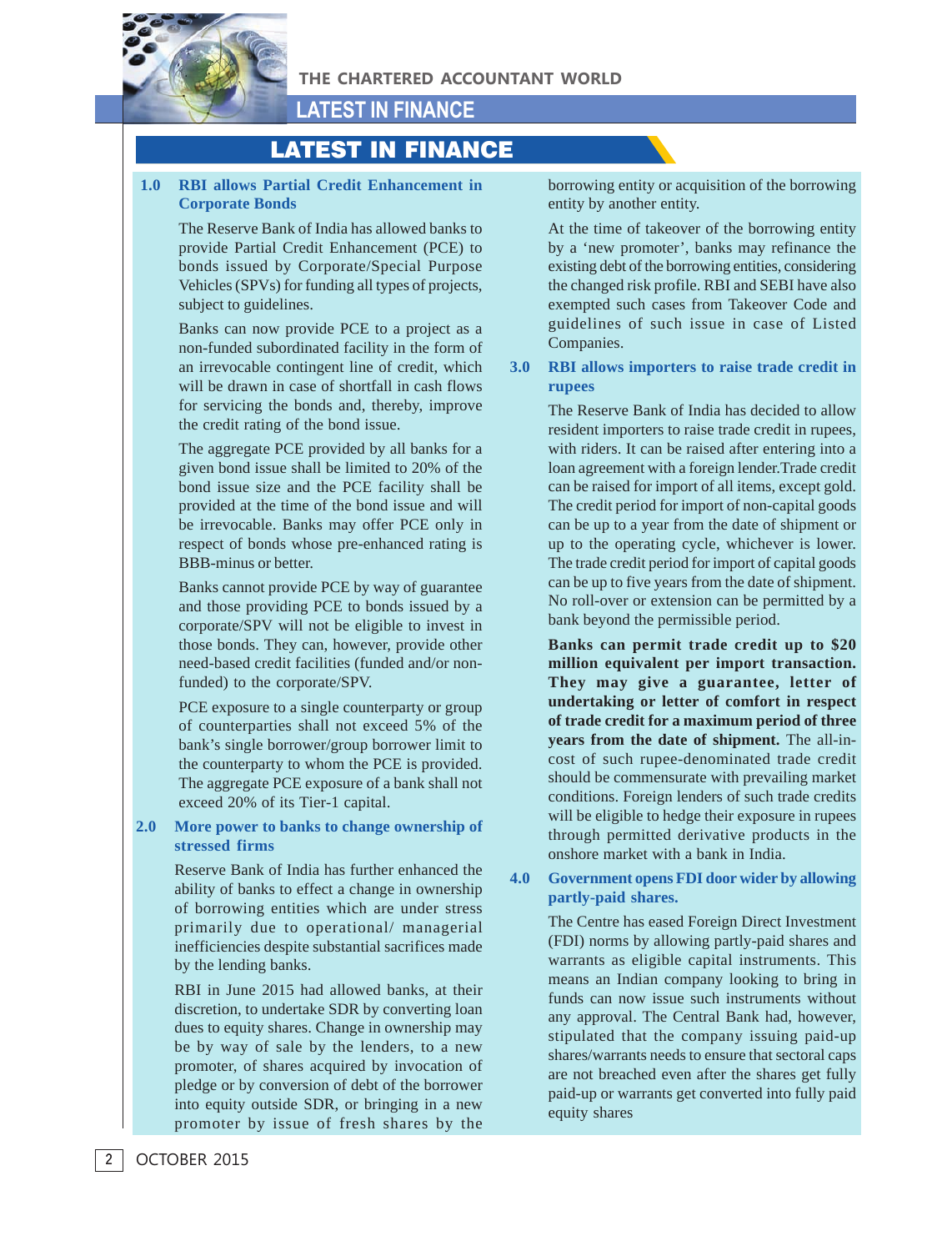# LATEST IN FINANCE

## 1.0 RBI allows Partial Credit Enhancement in Corporate Bonds

The Reserve Bank of India has allowed banks to provide Partial Credit Enhancement (PCE) to bonds issued by Corporate/Special Purpose Vehicles (SPVs) for funding all types of projects, subject to guidelines.

Banks can now provide PCE to a project as a non-funded subordinated facility in the form of an irrevocable contingent line of credit, which will be drawn in case of shortfall in cash flows for servicing the bonds and, thereby, improve the credit rating of the bond issue.

The aggregate PCE provided by all banks for a given bond issue shall be limited to 20% of the bond issue size and the PCE facility shall be provided at the time of the bond issue and will be irrevocable. Banks may offer PCE only in respect of bonds whose pre-enhanced rating is BBB-minus or better.

Banks cannot provide PCE by way of guarantee and those providing PCE to bonds issued by a corporate/SPV will not be eligible to invest in those bonds. They can, however, provide other need-based credit facilities (funded and/or non-funded) to the corporate/SPV.

PCE exposure to a single counterparty or group of counterparties shall not exceed 5% of the bank's single borrower/group borrower limit to the counterparty to whom the PCE is provided. The aggregate PCE exposure of a bank shall not exceed 20% of its Tier-1 capital.

## 2.0 More power to banks to change ownership of stressed firms

Reserve Bank of India has further enhanced the ability of banks to effect a change in ownership of borrowing entities which are under stress primarily due to operational/ managerial inefficiencies despite substantial sacrifices made by the lending banks.

RBI in June 2015 had allowed banks, at their discretion, to undertake SDR by converting loan dues to equity shares. Change in ownership may be by way of sale by the lenders, to a new promoter, of shares acquired by invocation of pledge or by conversion of debt of the borrower into equity outside SDR, or bringing in a new promoter by issue of fresh shares by the borrowing entity or acquisition of the borrowing entity by another entity.

At the time of takeover of the borrowing entity by a 'new promoter', banks may refinance the existing debt of the borrowing entities, considering the changed risk profile. RBI and SEBI have also exempted such cases from Takeover Code and guidelines of such issue in case of Listed Companies.

## 3.0 RBI allows importers to raise trade credit in rupees

The Reserve Bank of India has decided to allow resident importers to raise trade credit in rupees, with riders. It can be raised after entering into a loan agreement with a foreign lender.Trade credit can be raised for import of all items, except gold. The credit period for import of non-capital goods can be up to a year from the date of shipment or up to the operating cycle, whichever is lower. The trade credit period for import of capital goods can be up to five years from the date of shipment. No roll-over or extension can be permitted by a bank beyond the permissible period.

**Banks can permit trade credit up to $20 million equivalent per import transaction. They may give a guarantee, letter of undertaking or letter of comfort in respect of trade credit for a maximum period of three years from the date of shipment.** The all-in-cost of such rupee-denominated trade credit should be commensurate with prevailing market conditions. Foreign lenders of such trade credits will be eligible to hedge their exposure in rupees through permitted derivative products in the onshore market with a bank in India.

## 4.0 Government opens FDI door wider by allowing partly-paid shares.

The Centre has eased Foreign Direct Investment (FDI) norms by allowing partly-paid shares and warrants as eligible capital instruments. This means an Indian company looking to bring in funds can now issue such instruments without any approval. The Central Bank had, however, stipulated that the company issuing paid-up shares/warrants needs to ensure that sectoral caps are not breached even after the shares get fully paid-up or warrants get converted into fully paid equity shares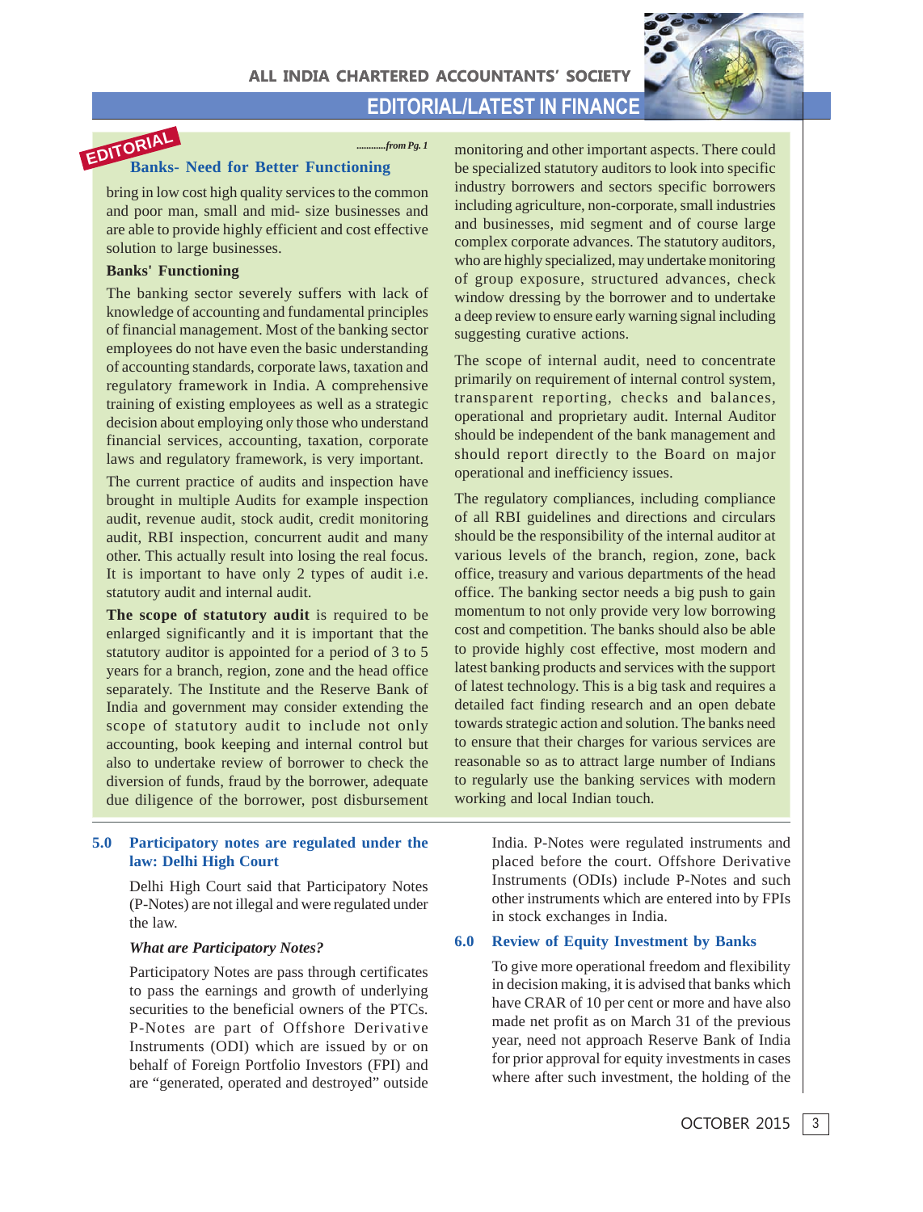EDITORIAL

*............from Pg. 1*

## Banks- Need for Better Functioning

bring in low cost high quality services to the common and poor man, small and mid- size businesses and are able to provide highly efficient and cost effective solution to large businesses.

**Banks' Functioning**

The banking sector severely suffers with lack of knowledge of accounting and fundamental principles of financial management. Most of the banking sector employees do not have even the basic understanding of accounting standards, corporate laws, taxation and regulatory framework in India. A comprehensive training of existing employees as well as a strategic decision about employing only those who understand financial services, accounting, taxation, corporate laws and regulatory framework, is very important.

The current practice of audits and inspection have brought in multiple Audits for example inspection audit, revenue audit, stock audit, credit monitoring audit, RBI inspection, concurrent audit and many other. This actually result into losing the real focus. It is important to have only 2 types of audit i.e. statutory audit and internal audit.

**The scope of statutory audit** is required to be enlarged significantly and it is important that the statutory auditor is appointed for a period of 3 to 5 years for a branch, region, zone and the head office separately. The Institute and the Reserve Bank of India and government may consider extending the scope of statutory audit to include not only accounting, book keeping and internal control but also to undertake review of borrower to check the diversion of funds, fraud by the borrower, adequate due diligence of the borrower, post disbursement monitoring and other important aspects. There could be specialized statutory auditors to look into specific industry borrowers and sectors specific borrowers including agriculture, non-corporate, small industries and businesses, mid segment and of course large complex corporate advances. The statutory auditors, who are highly specialized, may undertake monitoring of group exposure, structured advances, check window dressing by the borrower and to undertake a deep review to ensure early warning signal including suggesting curative actions.

The scope of internal audit, need to concentrate primarily on requirement of internal control system, transparent reporting, checks and balances, operational and proprietary audit. Internal Auditor should be independent of the bank management and should report directly to the Board on major operational and inefficiency issues.

The regulatory compliances, including compliance of all RBI guidelines and directions and circulars should be the responsibility of the internal auditor at various levels of the branch, region, zone, back office, treasury and various departments of the head office. The banking sector needs a big push to gain momentum to not only provide very low borrowing cost and competition. The banks should also be able to provide highly cost effective, most modern and latest banking products and services with the support of latest technology. This is a big task and requires a detailed fact finding research and an open debate towards strategic action and solution. The banks need to ensure that their charges for various services are reasonable so as to attract large number of Indians to regularly use the banking services with modern working and local Indian touch.

## 5.0 Participatory notes are regulated under the law: Delhi High Court

Delhi High Court said that Participatory Notes (P-Notes) are not illegal and were regulated under the law.

***What are Participatory Notes?***

Participatory Notes are pass through certificates to pass the earnings and growth of underlying securities to the beneficial owners of the PTCs. P-Notes are part of Offshore Derivative Instruments (ODI) which are issued by or on behalf of Foreign Portfolio Investors (FPI) and are "generated, operated and destroyed" outside India. P-Notes were regulated instruments and placed before the court. Offshore Derivative Instruments (ODIs) include P-Notes and such other instruments which are entered into by FPIs in stock exchanges in India.

## 6.0 Review of Equity Investment by Banks

To give more operational freedom and flexibility in decision making, it is advised that banks which have CRAR of 10 per cent or more and have also made net profit as on March 31 of the previous year, need not approach Reserve Bank of India for prior approval for equity investments in cases where after such investment, the holding of the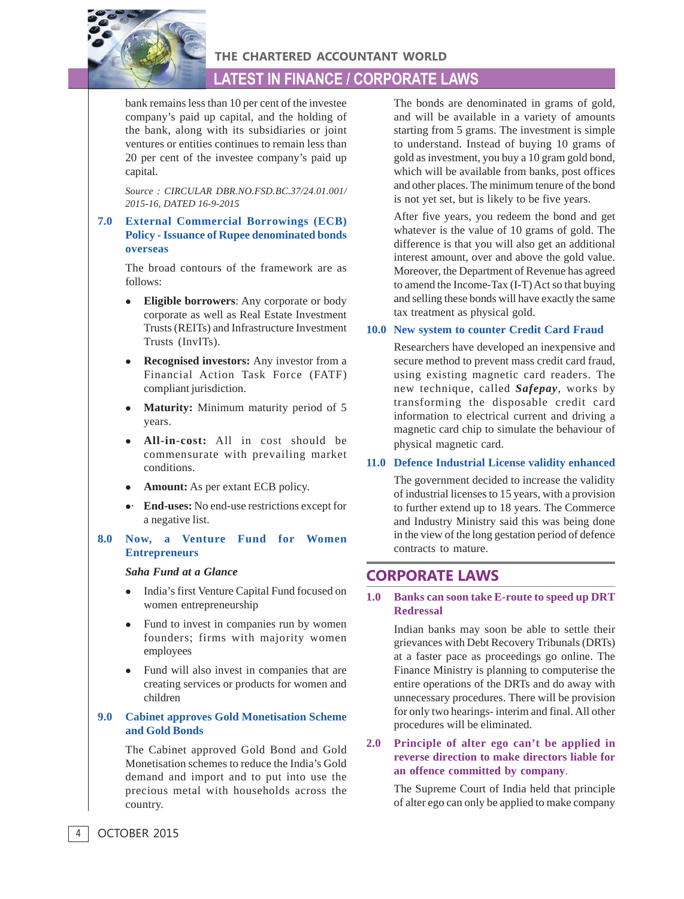bank remains less than 10 per cent of the investee company's paid up capital, and the holding of the bank, along with its subsidiaries or joint ventures or entities continues to remain less than 20 per cent of the investee company's paid up capital.

*Source : CIRCULAR DBR.NO.FSD.BC.37/24.01.001/ 2015-16, DATED 16-9-2015*

### 7.0 External Commercial Borrowings (ECB) Policy - Issuance of Rupee denominated bonds overseas

The broad contours of the framework are as follows:

- **Eligible borrowers**: Any corporate or body corporate as well as Real Estate Investment Trusts (REITs) and Infrastructure Investment Trusts (InvITs).
- **Recognised investors:** Any investor from a Financial Action Task Force (FATF) compliant jurisdiction.
- **Maturity:** Minimum maturity period of 5 years.
- **All-in-cost:** All in cost should be commensurate with prevailing market conditions.
- **Amount:** As per extant ECB policy.
- **End-uses:** No end-use restrictions except for a negative list.

### 8.0 Now, a Venture Fund for Women Entrepreneurs

***Saha Fund at a Glance***

- India's first Venture Capital Fund focused on women entrepreneurship
- Fund to invest in companies run by women founders; firms with majority women employees
- Fund will also invest in companies that are creating services or products for women and children

### 9.0 Cabinet approves Gold Monetisation Scheme and Gold Bonds

The Cabinet approved Gold Bond and Gold Monetisation schemes to reduce the India's Gold demand and import and to put into use the precious metal with households across the country.

The bonds are denominated in grams of gold, and will be available in a variety of amounts starting from 5 grams. The investment is simple to understand. Instead of buying 10 grams of gold as investment, you buy a 10 gram gold bond, which will be available from banks, post offices and other places. The minimum tenure of the bond is not yet set, but is likely to be five years.

After five years, you redeem the bond and get whatever is the value of 10 grams of gold. The difference is that you will also get an additional interest amount, over and above the gold value. Moreover, the Department of Revenue has agreed to amend the Income-Tax (I-T) Act so that buying and selling these bonds will have exactly the same tax treatment as physical gold.

### 10.0 New system to counter Credit Card Fraud

Researchers have developed an inexpensive and secure method to prevent mass credit card fraud, using existing magnetic card readers. The new technique, called ***Safepay***, works by transforming the disposable credit card information to electrical current and driving a magnetic card chip to simulate the behaviour of physical magnetic card.

### 11.0 Defence Industrial License validity enhanced

The government decided to increase the validity of industrial licenses to 15 years, with a provision to further extend up to 18 years. The Commerce and Industry Ministry said this was being done in the view of the long gestation period of defence contracts to mature.

## CORPORATE LAWS

### 1.0 Banks can soon take E-route to speed up DRT Redressal

Indian banks may soon be able to settle their grievances with Debt Recovery Tribunals (DRTs) at a faster pace as proceedings go online. The Finance Ministry is planning to computerise the entire operations of the DRTs and do away with unnecessary procedures. There will be provision for only two hearings- interim and final. All other procedures will be eliminated.

### 2.0 Principle of alter ego can't be applied in reverse direction to make directors liable for an offence committed by company.

The Supreme Court of India held that principle of alter ego can only be applied to make company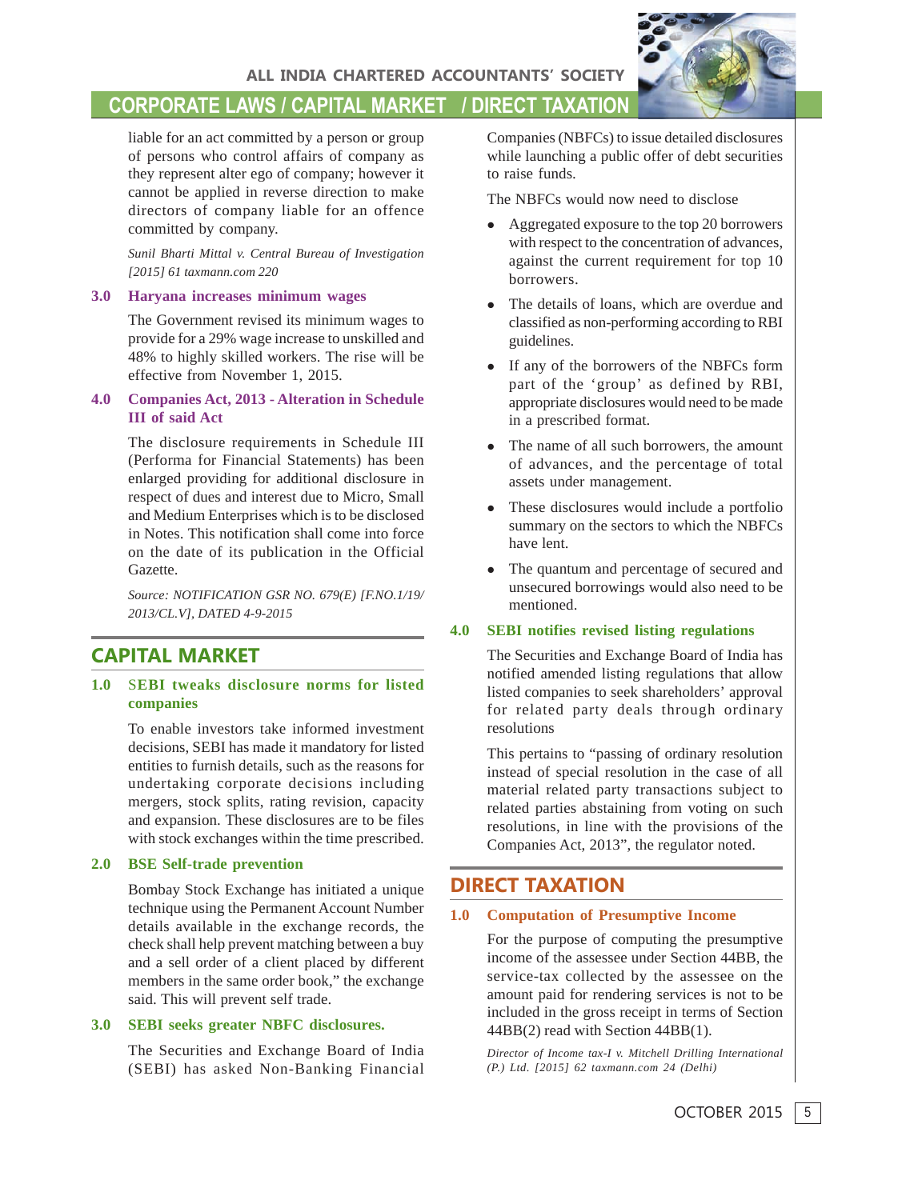liable for an act committed by a person or group of persons who control affairs of company as they represent alter ego of company; however it cannot be applied in reverse direction to make directors of company liable for an offence committed by company.

*Sunil Bharti Mittal v. Central Bureau of Investigation [2015] 61 taxmann.com 220*

### 3.0 Haryana increases minimum wages

The Government revised its minimum wages to provide for a 29% wage increase to unskilled and 48% to highly skilled workers. The rise will be effective from November 1, 2015.

### 4.0 Companies Act, 2013 - Alteration in Schedule III of said Act

The disclosure requirements in Schedule III (Performa for Financial Statements) has been enlarged providing for additional disclosure in respect of dues and interest due to Micro, Small and Medium Enterprises which is to be disclosed in Notes. This notification shall come into force on the date of its publication in the Official Gazette.

*Source: NOTIFICATION GSR NO. 679(E) [F.NO.1/19/2013/CL.V], DATED 4-9-2015*

## CAPITAL MARKET

### 1.0 SEBI tweaks disclosure norms for listed companies

To enable investors take informed investment decisions, SEBI has made it mandatory for listed entities to furnish details, such as the reasons for undertaking corporate decisions including mergers, stock splits, rating revision, capacity and expansion. These disclosures are to be files with stock exchanges within the time prescribed.

### 2.0 BSE Self-trade prevention

Bombay Stock Exchange has initiated a unique technique using the Permanent Account Number details available in the exchange records, the check shall help prevent matching between a buy and a sell order of a client placed by different members in the same order book," the exchange said. This will prevent self trade.

### 3.0 SEBI seeks greater NBFC disclosures.

The Securities and Exchange Board of India (SEBI) has asked Non-Banking Financial Companies (NBFCs) to issue detailed disclosures while launching a public offer of debt securities to raise funds.

The NBFCs would now need to disclose

- Aggregated exposure to the top 20 borrowers with respect to the concentration of advances, against the current requirement for top 10 borrowers.
- The details of loans, which are overdue and classified as non-performing according to RBI guidelines.
- If any of the borrowers of the NBFCs form part of the 'group' as defined by RBI, appropriate disclosures would need to be made in a prescribed format.
- The name of all such borrowers, the amount of advances, and the percentage of total assets under management.
- These disclosures would include a portfolio summary on the sectors to which the NBFCs have lent.
- The quantum and percentage of secured and unsecured borrowings would also need to be mentioned.

### 4.0 SEBI notifies revised listing regulations

The Securities and Exchange Board of India has notified amended listing regulations that allow listed companies to seek shareholders' approval for related party deals through ordinary resolutions

This pertains to "passing of ordinary resolution instead of special resolution in the case of all material related party transactions subject to related parties abstaining from voting on such resolutions, in line with the provisions of the Companies Act, 2013", the regulator noted.

## DIRECT TAXATION

### 1.0 Computation of Presumptive Income

For the purpose of computing the presumptive income of the assessee under Section 44BB, the service-tax collected by the assessee on the amount paid for rendering services is not to be included in the gross receipt in terms of Section 44BB(2) read with Section 44BB(1).

*Director of Income tax-I v. Mitchell Drilling International (P.) Ltd. [2015] 62 taxmann.com 24 (Delhi)*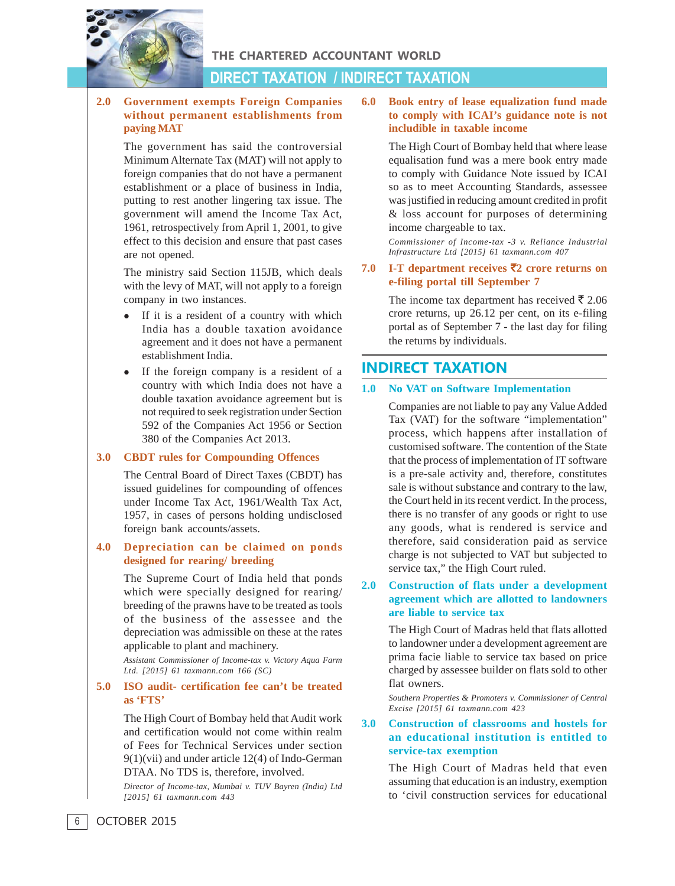## 2.0 Government exempts Foreign Companies without permanent establishments from paying MAT

The government has said the controversial Minimum Alternate Tax (MAT) will not apply to foreign companies that do not have a permanent establishment or a place of business in India, putting to rest another lingering tax issue. The government will amend the Income Tax Act, 1961, retrospectively from April 1, 2001, to give effect to this decision and ensure that past cases are not opened.

The ministry said Section 115JB, which deals with the levy of MAT, will not apply to a foreign company in two instances.

- If it is a resident of a country with which India has a double taxation avoidance agreement and it does not have a permanent establishment India.
- If the foreign company is a resident of a country with which India does not have a double taxation avoidance agreement but is not required to seek registration under Section 592 of the Companies Act 1956 or Section 380 of the Companies Act 2013.

## 3.0 CBDT rules for Compounding Offences

The Central Board of Direct Taxes (CBDT) has issued guidelines for compounding of offences under Income Tax Act, 1961/Wealth Tax Act, 1957, in cases of persons holding undisclosed foreign bank accounts/assets.

## 4.0 Depreciation can be claimed on ponds designed for rearing/ breeding

The Supreme Court of India held that ponds which were specially designed for rearing/ breeding of the prawns have to be treated as tools of the business of the assessee and the depreciation was admissible on these at the rates applicable to plant and machinery.

*Assistant Commissioner of Income-tax v. Victory Aqua Farm Ltd. [2015] 61 taxmann.com 166 (SC)*

## 5.0 ISO audit- certification fee can't be treated as 'FTS'

The High Court of Bombay held that Audit work and certification would not come within realm of Fees for Technical Services under section 9(1)(vii) and under article 12(4) of Indo-German DTAA. No TDS is, therefore, involved.

*Director of Income-tax, Mumbai v. TUV Bayren (India) Ltd [2015] 61 taxmann.com 443*

## 6.0 Book entry of lease equalization fund made to comply with ICAI's guidance note is not includible in taxable income

The High Court of Bombay held that where lease equalisation fund was a mere book entry made to comply with Guidance Note issued by ICAI so as to meet Accounting Standards, assessee was justified in reducing amount credited in profit & loss account for purposes of determining income chargeable to tax.

*Commissioner of Income-tax -3 v. Reliance Industrial Infrastructure Ltd [2015] 61 taxmann.com 407*

## 7.0 I-T department receives ₹2 crore returns on e-filing portal till September 7

The income tax department has received ₹ 2.06 crore returns, up 26.12 per cent, on its e-filing portal as of September 7 - the last day for filing the returns by individuals.

# INDIRECT TAXATION

## 1.0 No VAT on Software Implementation

Companies are not liable to pay any Value Added Tax (VAT) for the software "implementation" process, which happens after installation of customised software. The contention of the State that the process of implementation of IT software is a pre-sale activity and, therefore, constitutes sale is without substance and contrary to the law, the Court held in its recent verdict. In the process, there is no transfer of any goods or right to use any goods, what is rendered is service and therefore, said consideration paid as service charge is not subjected to VAT but subjected to service tax," the High Court ruled.

## 2.0 Construction of flats under a development agreement which are allotted to landowners are liable to service tax

The High Court of Madras held that flats allotted to landowner under a development agreement are prima facie liable to service tax based on price charged by assessee builder on flats sold to other flat owners.

*Southern Properties & Promoters v. Commissioner of Central Excise [2015] 61 taxmann.com 423*

## 3.0 Construction of classrooms and hostels for an educational institution is entitled to service-tax exemption

The High Court of Madras held that even assuming that education is an industry, exemption to 'civil construction services for educational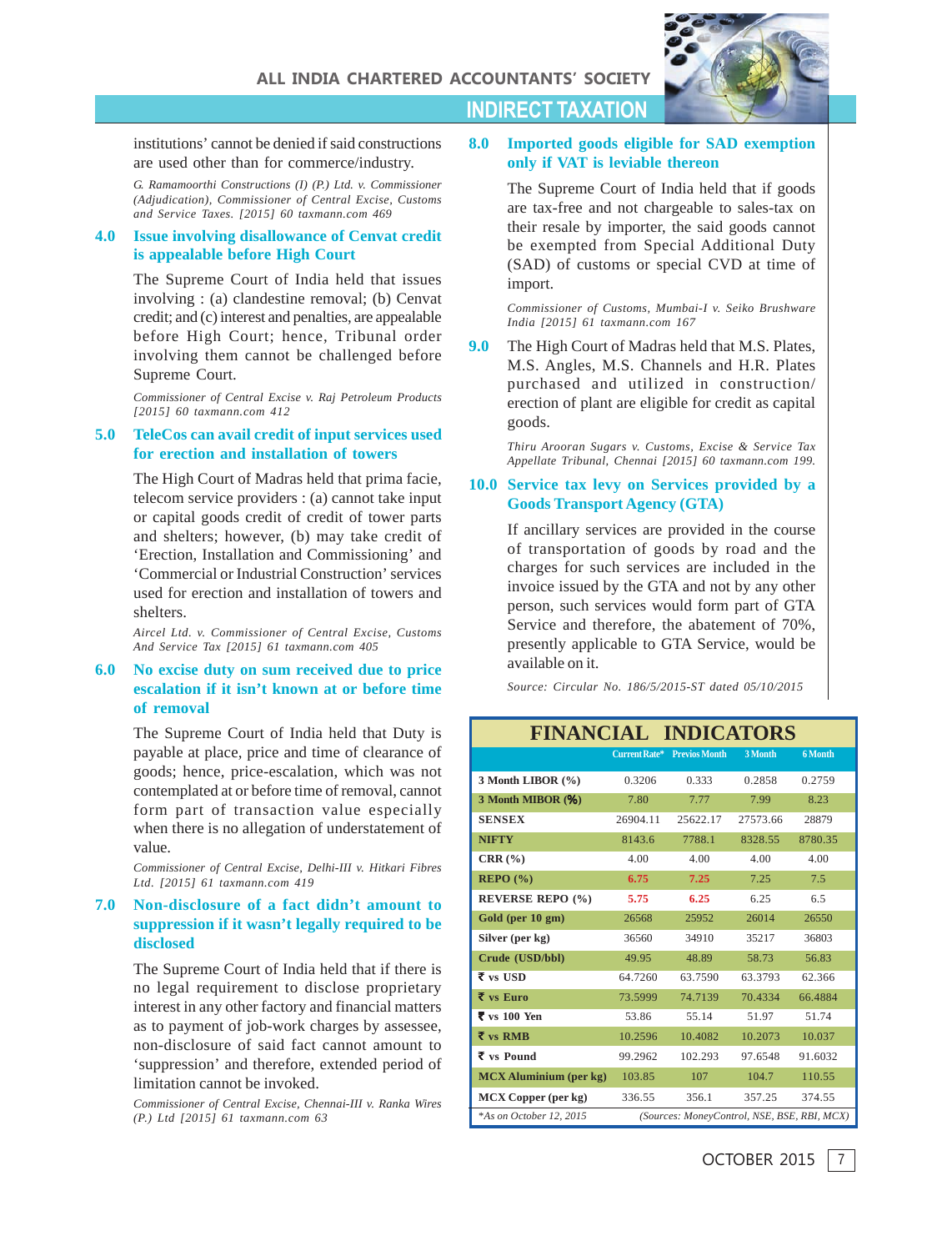institutions' cannot be denied if said constructions are used other than for commerce/industry.

*G. Ramamoorthi Constructions (I) (P.) Ltd. v. Commissioner (Adjudication), Commissioner of Central Excise, Customs and Service Taxes. [2015] 60 taxmann.com 469*

### 4.0 Issue involving disallowance of Cenvat credit is appealable before High Court

The Supreme Court of India held that issues involving : (a) clandestine removal; (b) Cenvat credit; and (c) interest and penalties, are appealable before High Court; hence, Tribunal order involving them cannot be challenged before Supreme Court.

*Commissioner of Central Excise v. Raj Petroleum Products [2015] 60 taxmann.com 412*

### 5.0 TeleCos can avail credit of input services used for erection and installation of towers

The High Court of Madras held that prima facie, telecom service providers : (a) cannot take input or capital goods credit of credit of tower parts and shelters; however, (b) may take credit of 'Erection, Installation and Commissioning' and 'Commercial or Industrial Construction' services used for erection and installation of towers and shelters.

*Aircel Ltd. v. Commissioner of Central Excise, Customs And Service Tax [2015] 61 taxmann.com 405*

### 6.0 No excise duty on sum received due to price escalation if it isn't known at or before time of removal

The Supreme Court of India held that Duty is payable at place, price and time of clearance of goods; hence, price-escalation, which was not contemplated at or before time of removal, cannot form part of transaction value especially when there is no allegation of understatement of value.

*Commissioner of Central Excise, Delhi-III v. Hitkari Fibres Ltd. [2015] 61 taxmann.com 419*

### 7.0 Non-disclosure of a fact didn't amount to suppression if it wasn't legally required to be disclosed

The Supreme Court of India held that if there is no legal requirement to disclose proprietary interest in any other factory and financial matters as to payment of job-work charges by assessee, non-disclosure of said fact cannot amount to 'suppression' and therefore, extended period of limitation cannot be invoked.

*Commissioner of Central Excise, Chennai-III v. Ranka Wires (P.) Ltd [2015] 61 taxmann.com 63*

### 8.0 Imported goods eligible for SAD exemption only if VAT is leviable thereon

The Supreme Court of India held that if goods are tax-free and not chargeable to sales-tax on their resale by importer, the said goods cannot be exempted from Special Additional Duty (SAD) of customs or special CVD at time of import.

*Commissioner of Customs, Mumbai-I v. Seiko Brushware India [2015] 61 taxmann.com 167*

**9.0** The High Court of Madras held that M.S. Plates, M.S. Angles, M.S. Channels and H.R. Plates purchased and utilized in construction/ erection of plant are eligible for credit as capital goods.

*Thiru Arooran Sugars v. Customs, Excise & Service Tax Appellate Tribunal, Chennai [2015] 60 taxmann.com 199.*

### 10.0 Service tax levy on Services provided by a Goods Transport Agency (GTA)

If ancillary services are provided in the course of transportation of goods by road and the charges for such services are included in the invoice issued by the GTA and not by any other person, such services would form part of GTA Service and therefore, the abatement of 70%, presently applicable to GTA Service, would be available on it.

*Source: Circular No. 186/5/2015-ST dated 05/10/2015*

## FINANCIAL INDICATORS

| | Current Rate* | Previos Month | 3 Month | 6 Month |
|---|---|---|---|---|
| 3 Month LIBOR (%) | 0.3206 | 0.333 | 0.2858 | 0.2759 |
| 3 Month MIBOR (%) | 7.80 | 7.77 | 7.99 | 8.23 |
| SENSEX | 26904.11 | 25622.17 | 27573.66 | 28879 |
| NIFTY | 8143.6 | 7788.1 | 8328.55 | 8780.35 |
| CRR (%) | 4.00 | 4.00 | 4.00 | 4.00 |
| REPO (%) | 6.75 | 7.25 | 7.25 | 7.5 |
| REVERSE REPO (%) | 5.75 | 6.25 | 6.25 | 6.5 |
| Gold (per 10 gm) | 26568 | 25952 | 26014 | 26550 |
| Silver (per kg) | 36560 | 34910 | 35217 | 36803 |
| Crude (USD/bbl) | 49.95 | 48.89 | 58.73 | 56.83 |
| ₹ vs USD | 64.7260 | 63.7590 | 63.3793 | 62.366 |
| ₹ vs Euro | 73.5999 | 74.7139 | 70.4334 | 66.4884 |
| ₹ vs 100 Yen | 53.86 | 55.14 | 51.97 | 51.74 |
| ₹ vs RMB | 10.2596 | 10.4082 | 10.2073 | 10.037 |
| ₹ vs Pound | 99.2962 | 102.293 | 97.6548 | 91.6032 |
| MCX Aluminium (per kg) | 103.85 | 107 | 104.7 | 110.55 |
| MCX Copper (per kg) | 336.55 | 356.1 | 357.25 | 374.55 |

*As on October 12, 2015 (Sources: MoneyControl, NSE, BSE, RBI, MCX)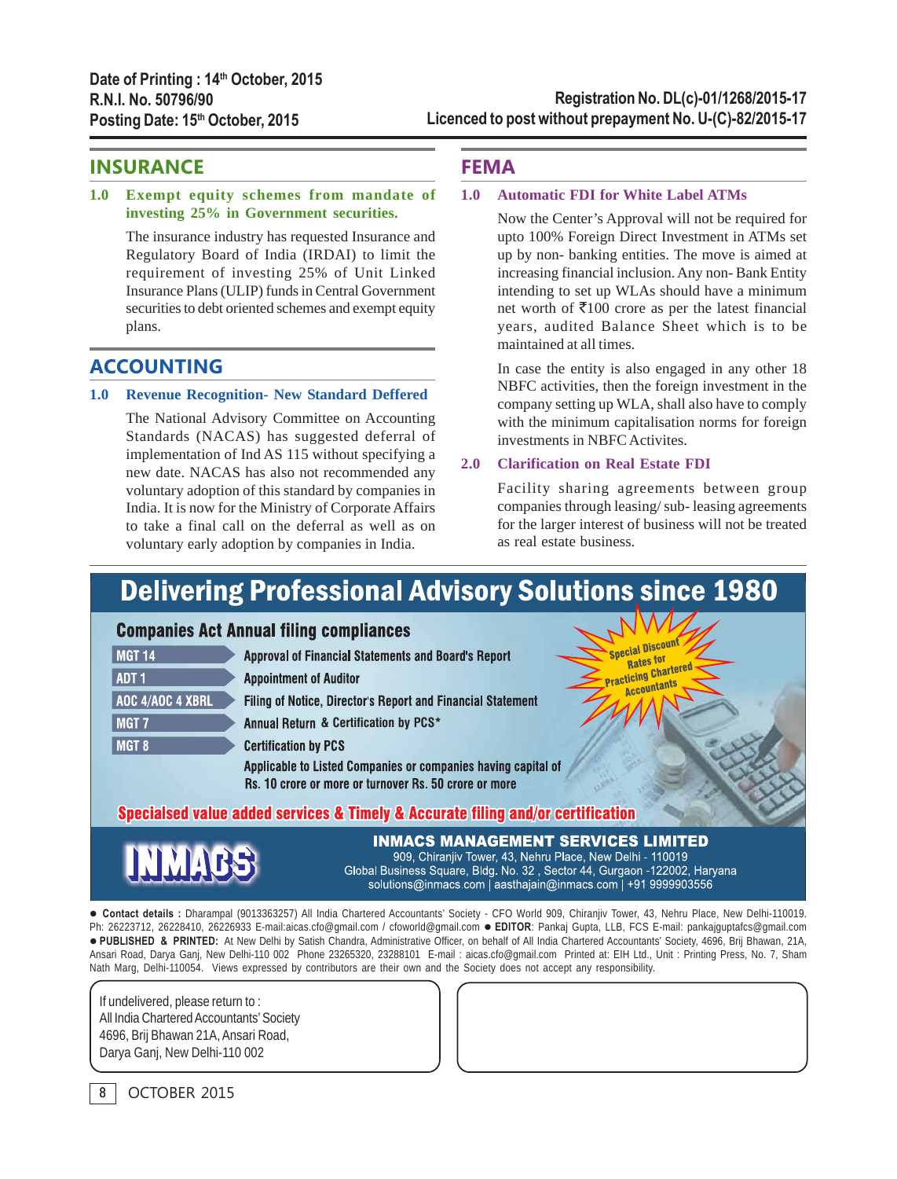Date of Printing : 14th October, 2015
R.N.I. No. 50796/90
Posting Date: 15th October, 2015

Registration No. DL(c)-01/1268/2015-17
Licenced to post without prepayment No. U-(C)-82/2015-17

## INSURANCE

### 1.0 Exempt equity schemes from mandate of investing 25% in Government securities.

The insurance industry has requested Insurance and Regulatory Board of India (IRDAI) to limit the requirement of investing 25% of Unit Linked Insurance Plans (ULIP) funds in Central Government securities to debt oriented schemes and exempt equity plans.

## ACCOUNTING

### 1.0 Revenue Recognition- New Standard Deffered

The National Advisory Committee on Accounting Standards (NACAS) has suggested deferral of implementation of Ind AS 115 without specifying a new date. NACAS has also not recommended any voluntary adoption of this standard by companies in India. It is now for the Ministry of Corporate Affairs to take a final call on the deferral as well as on voluntary early adoption by companies in India.

## FEMA

### 1.0 Automatic FDI for White Label ATMs

Now the Center's Approval will not be required for upto 100% Foreign Direct Investment in ATMs set up by non- banking entities. The move is aimed at increasing financial inclusion. Any non- Bank Entity intending to set up WLAs should have a minimum net worth of ₹100 crore as per the latest financial years, audited Balance Sheet which is to be maintained at all times.

In case the entity is also engaged in any other 18 NBFC activities, then the foreign investment in the company setting up WLA, shall also have to comply with the minimum capitalisation norms for foreign investments in NBFC Activites.

### 2.0 Clarification on Real Estate FDI

Facility sharing agreements between group companies through leasing/ sub- leasing agreements for the larger interest of business will not be treated as real estate business.

## Delivering Professional Advisory Solutions since 1980

### Companies Act Annual filing compliances

| | |
|---|---|
| MGT 14 | Approval of Financial Statements and Board's Report |
| ADT 1 | Appointment of Auditor |
| AOC 4/AOC 4 XBRL | Filing of Notice, Director's Report and Financial Statement |
| MGT 7 | Annual Return & Certification by PCS* |
| MGT 8 | Certification by PCS |

Applicable to Listed Companies or companies having capital of Rs. 10 crore or more or turnover Rs. 50 crore or more

Special Discount Rates for Practicing Chartered Accountants

Specialised value added services & Timely & Accurate filing and/or certification

INMACS

**INMACS MANAGEMENT SERVICES LIMITED**
909, Chiranjiv Tower, 43, Nehru Place, New Delhi - 110019
Global Business Square, Bldg. No. 32 , Sector 44, Gurgaon -122002, Haryana
solutions@inmacs.com | aasthajain@inmacs.com | +91 9999903556

● **Contact details :** Dharampal (9013363257) All India Chartered Accountants' Society - CFO World 909, Chiranjiv Tower, 43, Nehru Place, New Delhi-110019. Ph: 26223712, 26228410, 26226933 E-mail:aicas.cfo@gmail.com / cfoworld@gmail.com ● **EDITOR**: Pankaj Gupta, LLB, FCS E-mail: pankajguptafcs@gmail.com ● **PUBLISHED & PRINTED:** At New Delhi by Satish Chandra, Administrative Officer, on behalf of All India Chartered Accountants' Society, 4696, Brij Bhawan, 21A, Ansari Road, Darya Ganj, New Delhi-110 002 Phone 23265320, 23288101 E-mail : aicas.cfo@gmail.com Printed at: EIH Ltd., Unit : Printing Press, No. 7, Sham Nath Marg, Delhi-110054. Views expressed by contributors are their own and the Society does not accept any responsibility.

If undelivered, please return to :
All India Chartered Accountants' Society
4696, Brij Bhawan 21A, Ansari Road,
Darya Ganj, New Delhi-110 002

OCTOBER 2015